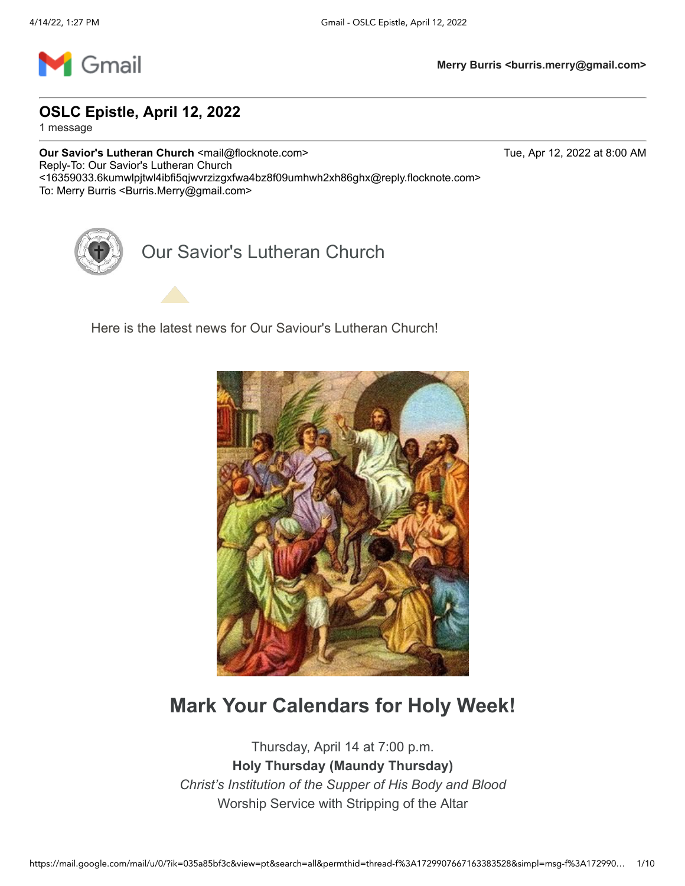Merry Burris <burris.merry@gmail.com>

# OSLC Epistle, April 12, 2022

1 message

**Our Savior's Lutheran Church** <mail@flocknote.com>  Tue, Apr 12, 2022 at 8:00 AM
Reply-To: Our Savior's Lutheran Church
<16359033.6kumwlpjtwl4ibfi5qjwvrzizgxfwa4bz8f09umhwh2xh86ghx@reply.flocknote.com>
To: Merry Burris <Burris.Merry@gmail.com>

Our Savior's Lutheran Church

Here is the latest news for Our Saviour's Lutheran Church!

## Mark Your Calendars for Holy Week!

Thursday, April 14 at 7:00 p.m.
**Holy Thursday (Maundy Thursday)**
*Christ's Institution of the Supper of His Body and Blood*
Worship Service with Stripping of the Altar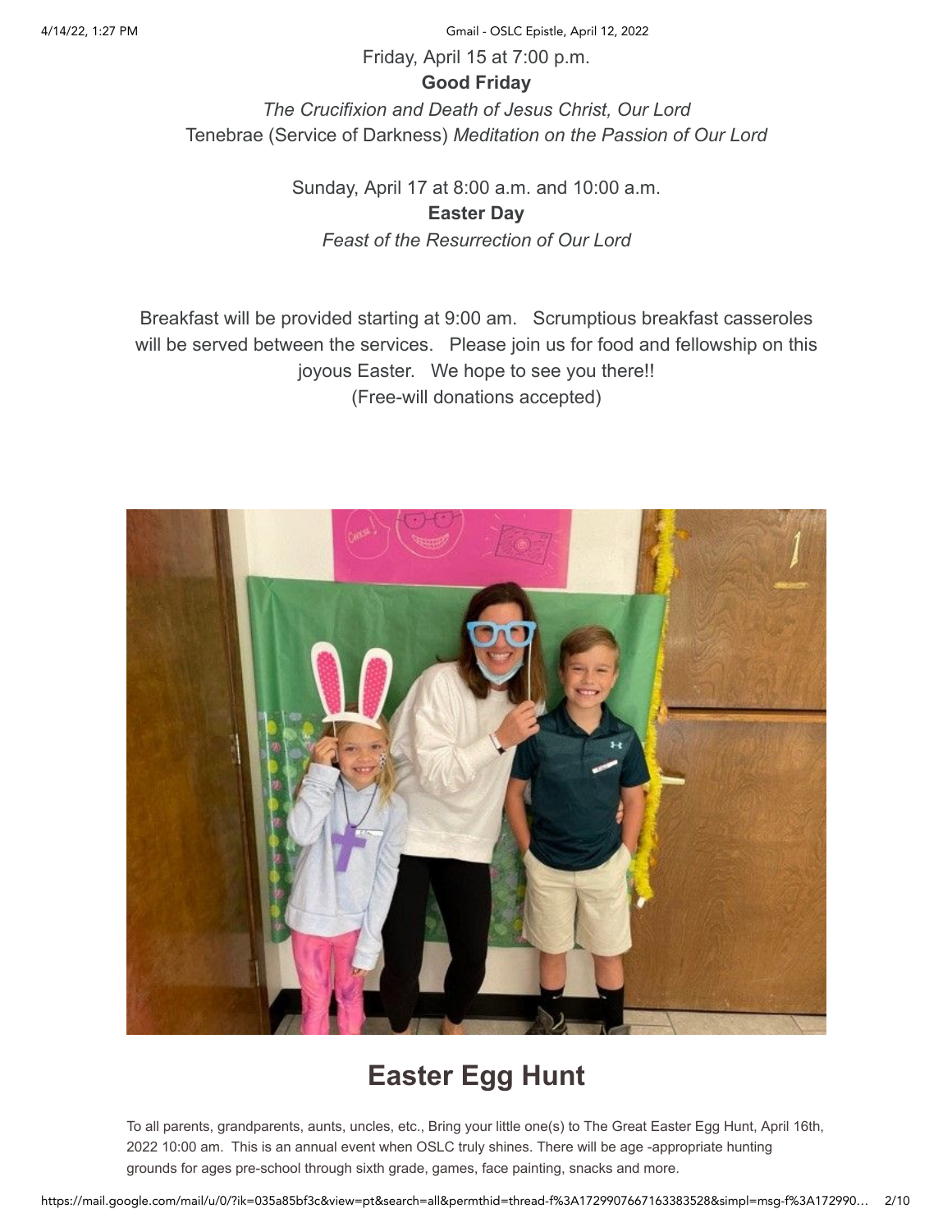Friday, April 15 at 7:00 p.m.

**Good Friday**

*The Crucifixion and Death of Jesus Christ, Our Lord*

Tenebrae (Service of Darkness) *Meditation on the Passion of Our Lord*

Sunday, April 17 at 8:00 a.m. and 10:00 a.m.

**Easter Day**

*Feast of the Resurrection of Our Lord*

Breakfast will be provided starting at 9:00 am. Scrumptious breakfast casseroles will be served between the services. Please join us for food and fellowship on this joyous Easter. We hope to see you there!!
(Free-will donations accepted)

## Easter Egg Hunt

To all parents, grandparents, aunts, uncles, etc., Bring your little one(s) to The Great Easter Egg Hunt, April 16th, 2022 10:00 am. This is an annual event when OSLC truly shines. There will be age -appropriate hunting grounds for ages pre-school through sixth grade, games, face painting, snacks and more.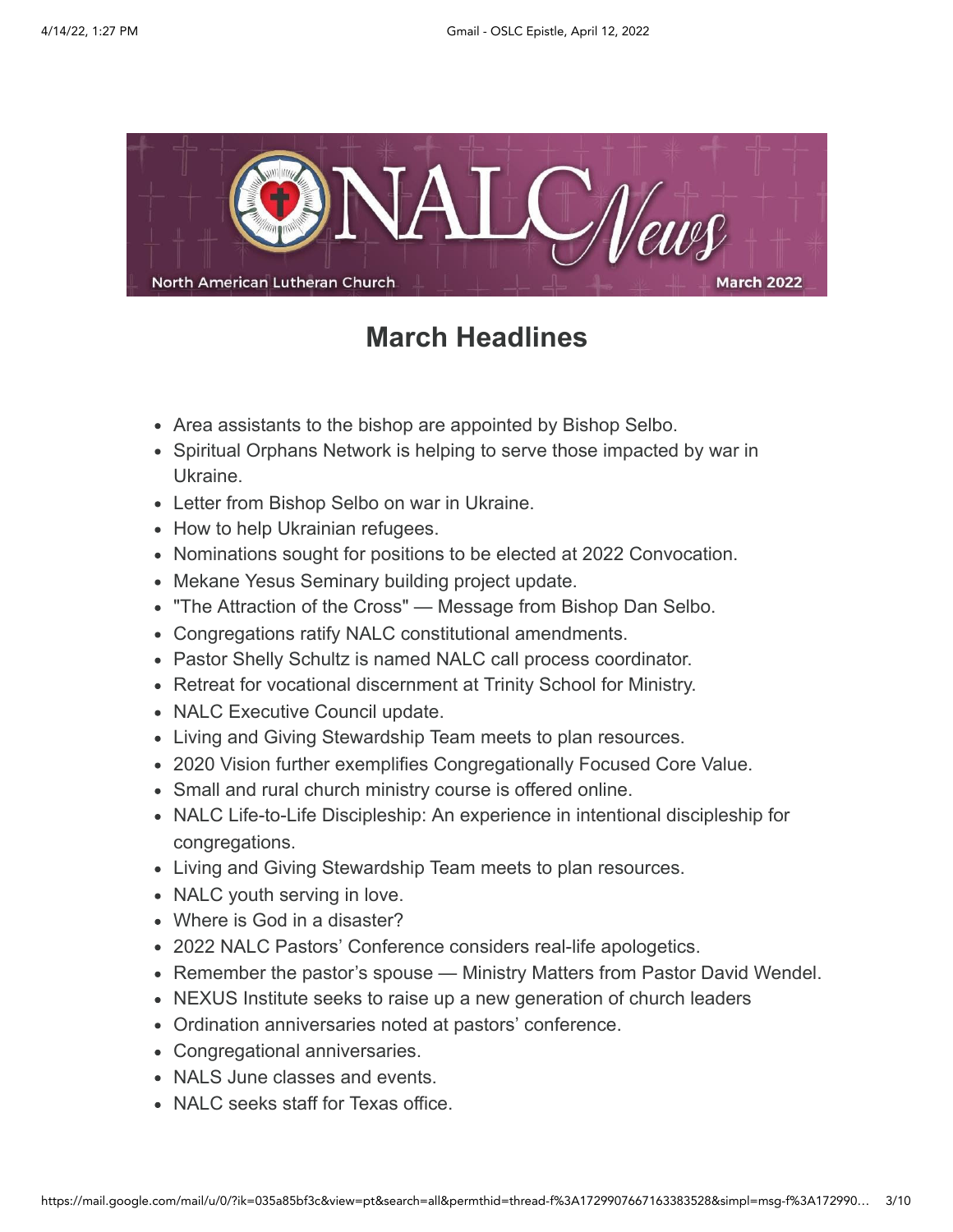# March Headlines

- Area assistants to the bishop are appointed by Bishop Selbo.
- Spiritual Orphans Network is helping to serve those impacted by war in Ukraine.
- Letter from Bishop Selbo on war in Ukraine.
- How to help Ukrainian refugees.
- Nominations sought for positions to be elected at 2022 Convocation.
- Mekane Yesus Seminary building project update.
- "The Attraction of the Cross" — Message from Bishop Dan Selbo.
- Congregations ratify NALC constitutional amendments.
- Pastor Shelly Schultz is named NALC call process coordinator.
- Retreat for vocational discernment at Trinity School for Ministry.
- NALC Executive Council update.
- Living and Giving Stewardship Team meets to plan resources.
- 2020 Vision further exemplifies Congregationally Focused Core Value.
- Small and rural church ministry course is offered online.
- NALC Life-to-Life Discipleship: An experience in intentional discipleship for congregations.
- Living and Giving Stewardship Team meets to plan resources.
- NALC youth serving in love.
- Where is God in a disaster?
- 2022 NALC Pastors' Conference considers real-life apologetics.
- Remember the pastor's spouse — Ministry Matters from Pastor David Wendel.
- NEXUS Institute seeks to raise up a new generation of church leaders
- Ordination anniversaries noted at pastors' conference.
- Congregational anniversaries.
- NALS June classes and events.
- NALC seeks staff for Texas office.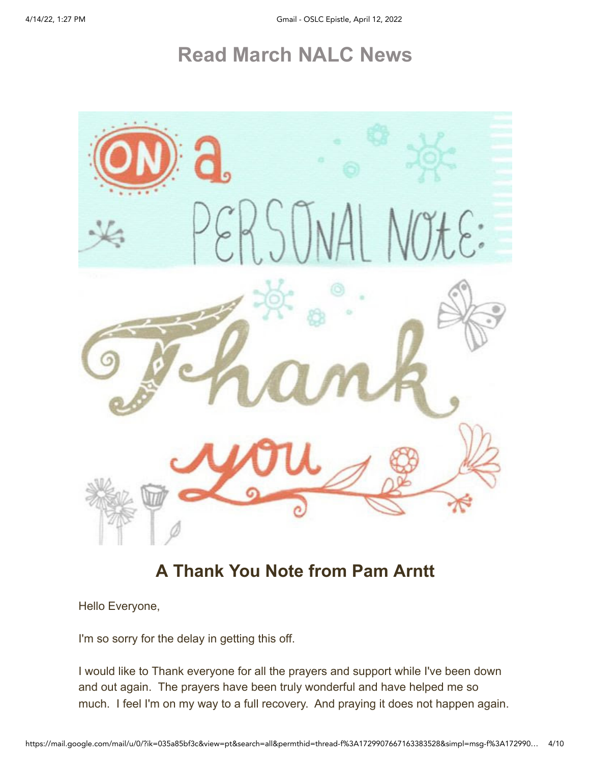## Read March NALC News

## A Thank You Note from Pam Arntt

Hello Everyone,

I'm so sorry for the delay in getting this off.

I would like to Thank everyone for all the prayers and support while I've been down and out again. The prayers have been truly wonderful and have helped me so much. I feel I'm on my way to a full recovery. And praying it does not happen again.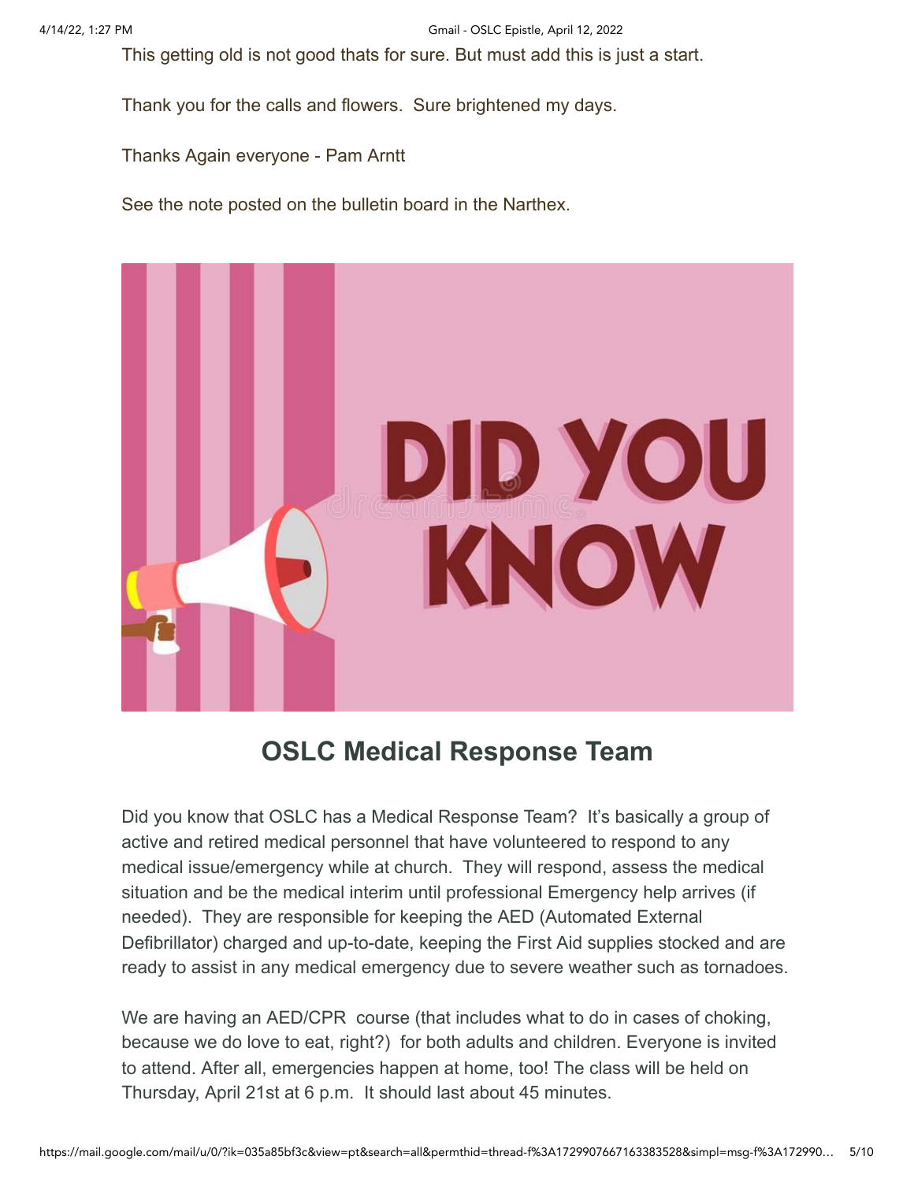This getting old is not good thats for sure. But must add this is just a start.

Thank you for the calls and flowers. Sure brightened my days.

Thanks Again everyone - Pam Arntt

See the note posted on the bulletin board in the Narthex.

## OSLC Medical Response Team

Did you know that OSLC has a Medical Response Team? It's basically a group of active and retired medical personnel that have volunteered to respond to any medical issue/emergency while at church. They will respond, assess the medical situation and be the medical interim until professional Emergency help arrives (if needed). They are responsible for keeping the AED (Automated External Defibrillator) charged and up-to-date, keeping the First Aid supplies stocked and are ready to assist in any medical emergency due to severe weather such as tornadoes.

We are having an AED/CPR course (that includes what to do in cases of choking, because we do love to eat, right?) for both adults and children. Everyone is invited to attend. After all, emergencies happen at home, too! The class will be held on Thursday, April 21st at 6 p.m. It should last about 45 minutes.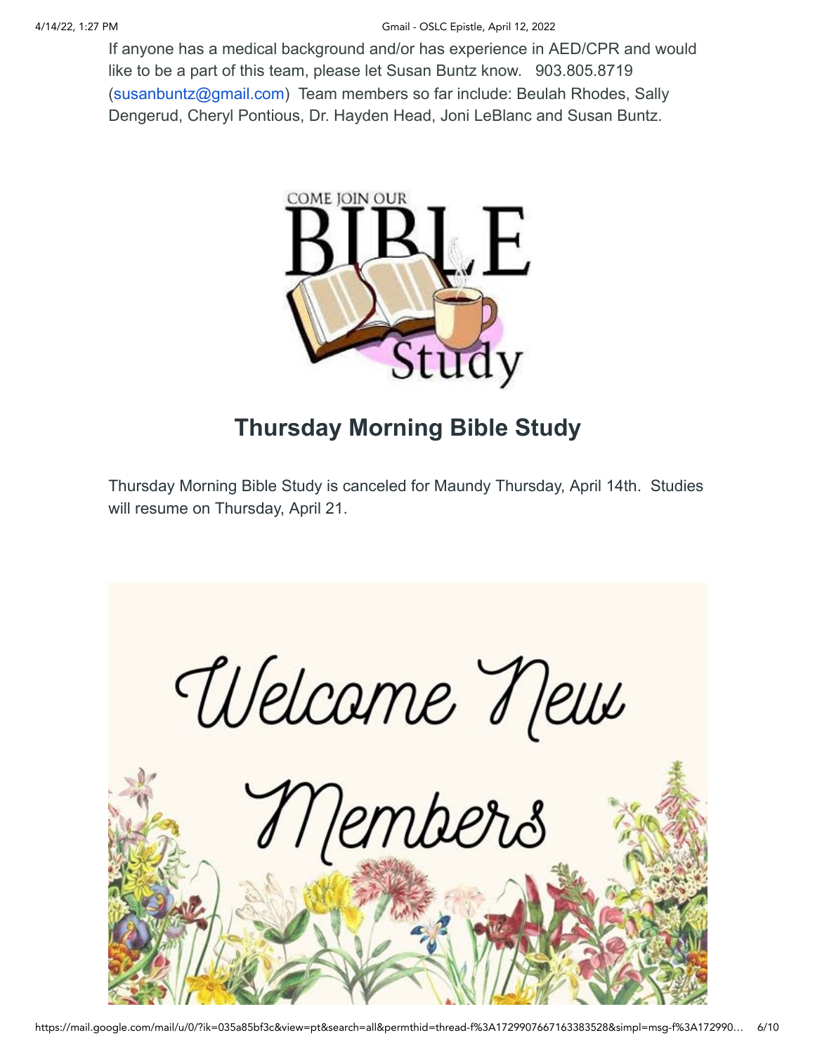If anyone has a medical background and/or has experience in AED/CPR and would like to be a part of this team, please let Susan Buntz know. 903.805.8719 (susanbuntz@gmail.com) Team members so far include: Beulah Rhodes, Sally Dengerud, Cheryl Pontious, Dr. Hayden Head, Joni LeBlanc and Susan Buntz.

## Thursday Morning Bible Study

Thursday Morning Bible Study is canceled for Maundy Thursday, April 14th. Studies will resume on Thursday, April 21.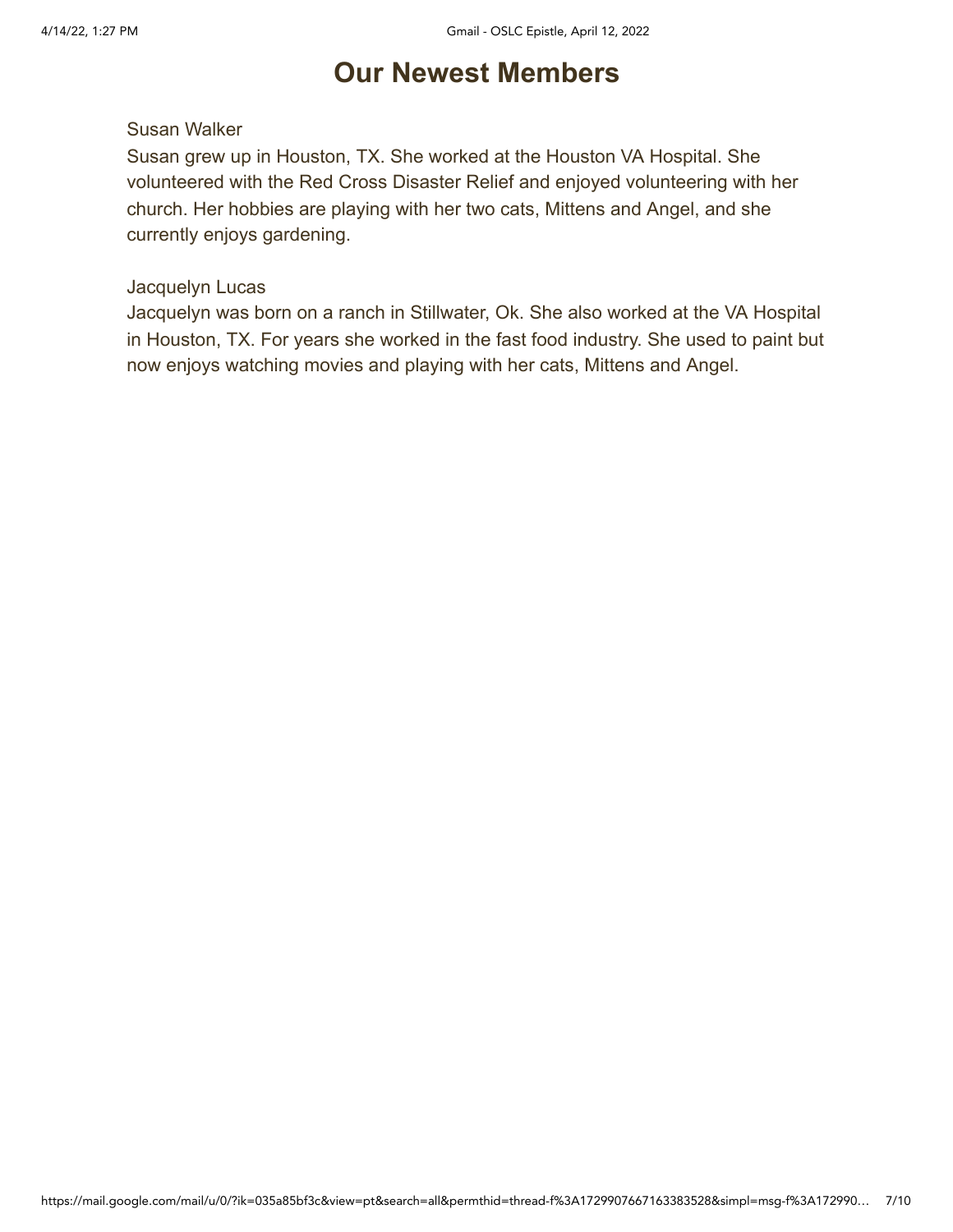# Our Newest Members

Susan Walker

Susan grew up in Houston, TX. She worked at the Houston VA Hospital. She volunteered with the Red Cross Disaster Relief and enjoyed volunteering with her church. Her hobbies are playing with her two cats, Mittens and Angel, and she currently enjoys gardening.

Jacquelyn Lucas

Jacquelyn was born on a ranch in Stillwater, Ok. She also worked at the VA Hospital in Houston, TX. For years she worked in the fast food industry. She used to paint but now enjoys watching movies and playing with her cats, Mittens and Angel.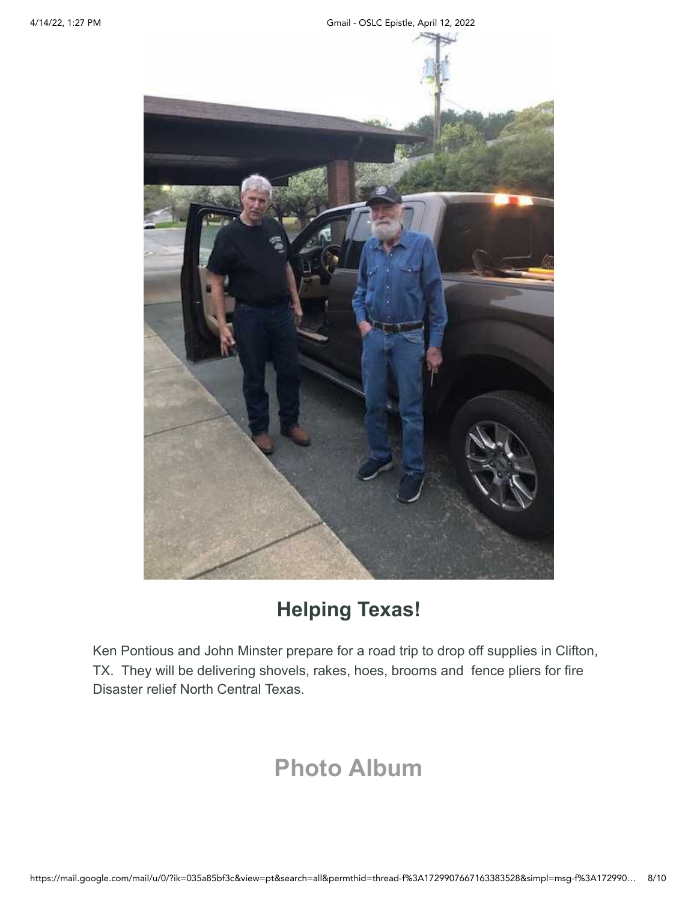## Helping Texas!

Ken Pontious and John Minster prepare for a road trip to drop off supplies in Clifton, TX. They will be delivering shovels, rakes, hoes, brooms and fence pliers for fire Disaster relief North Central Texas.

## Photo Album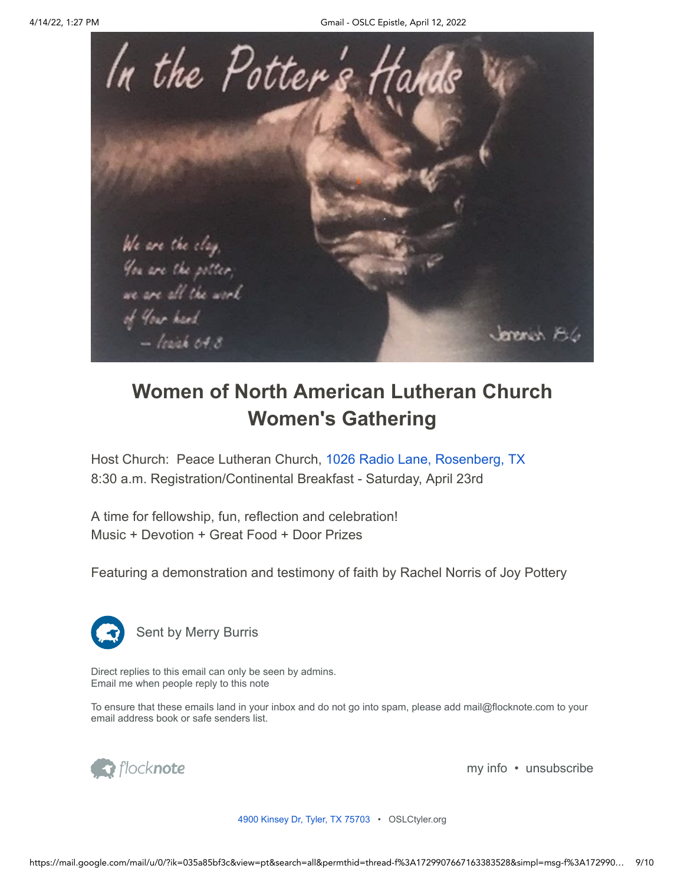# Women of North American Lutheran Church Women's Gathering

Host Church: Peace Lutheran Church, 1026 Radio Lane, Rosenberg, TX
8:30 a.m. Registration/Continental Breakfast - Saturday, April 23rd

A time for fellowship, fun, reflection and celebration!
Music + Devotion + Great Food + Door Prizes

Featuring a demonstration and testimony of faith by Rachel Norris of Joy Pottery

Sent by Merry Burris

Direct replies to this email can only be seen by admins.
Email me when people reply to this note

To ensure that these emails land in your inbox and do not go into spam, please add mail@flocknote.com to your email address book or safe senders list.

flocknote

my info • unsubscribe

4900 Kinsey Dr, Tyler, TX 75703 • OSLCtyler.org